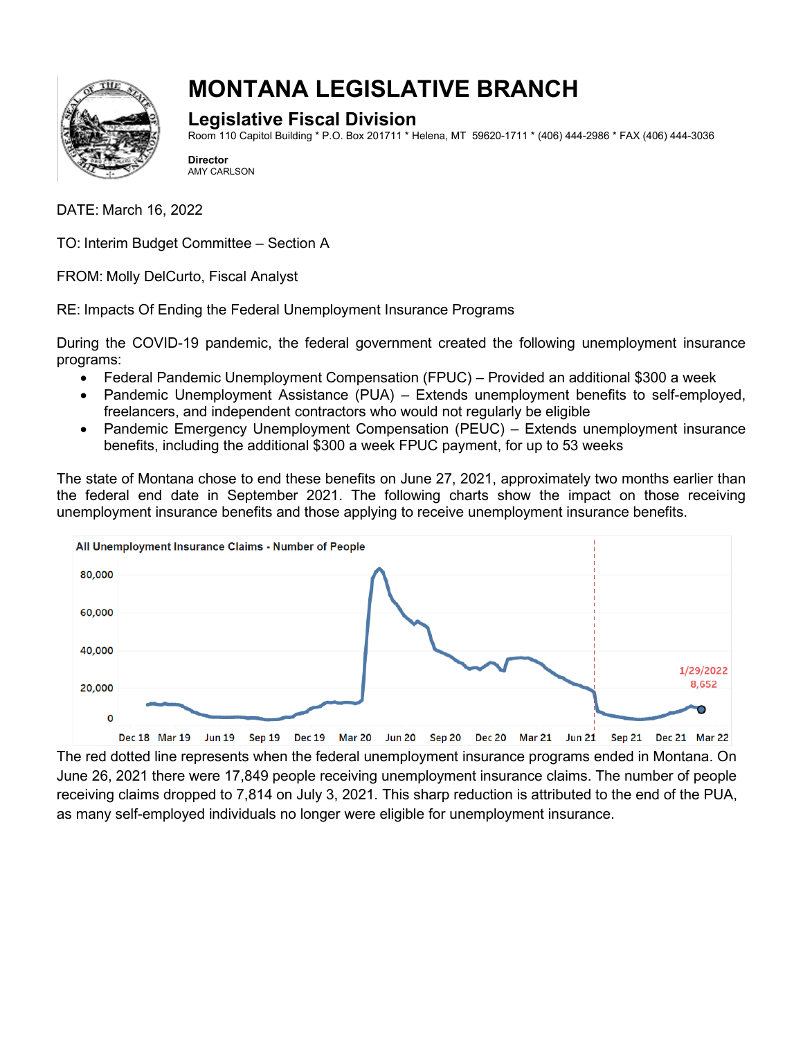# MONTANA LEGISLATIVE BRANCH

## Legislative Fiscal Division

Room 110 Capitol Building * P.O. Box 201711 * Helena, MT 59620-1711 * (406) 444-2986 * FAX (406) 444-3036

**Director**
AMY CARLSON

DATE: March 16, 2022

TO: Interim Budget Committee – Section A

FROM: Molly DelCurto, Fiscal Analyst

RE: Impacts Of Ending the Federal Unemployment Insurance Programs

During the COVID-19 pandemic, the federal government created the following unemployment insurance programs:

- Federal Pandemic Unemployment Compensation (FPUC) – Provided an additional $300 a week
- Pandemic Unemployment Assistance (PUA) – Extends unemployment benefits to self-employed, freelancers, and independent contractors who would not regularly be eligible
- Pandemic Emergency Unemployment Compensation (PEUC) – Extends unemployment insurance benefits, including the additional $300 a week FPUC payment, for up to 53 weeks

The state of Montana chose to end these benefits on June 27, 2021, approximately two months earlier than the federal end date in September 2021. The following charts show the impact on those receiving unemployment insurance benefits and those applying to receive unemployment insurance benefits.

All Unemployment Insurance Claims - Number of People

The red dotted line represents when the federal unemployment insurance programs ended in Montana. On June 26, 2021 there were 17,849 people receiving unemployment insurance claims. The number of people receiving claims dropped to 7,814 on July 3, 2021. This sharp reduction is attributed to the end of the PUA, as many self-employed individuals no longer were eligible for unemployment insurance.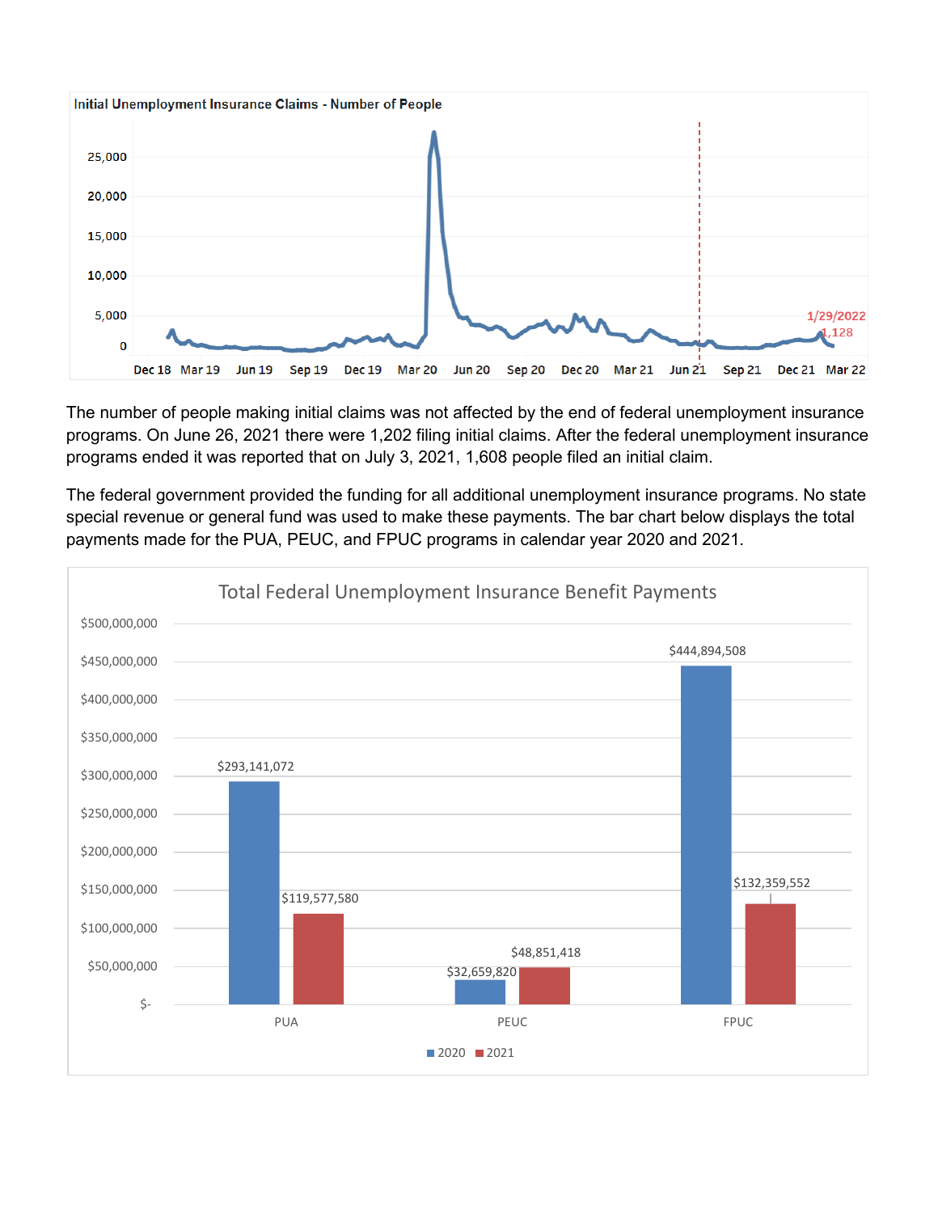Initial Unemployment Insurance Claims - Number of People

The number of people making initial claims was not affected by the end of federal unemployment insurance programs. On June 26, 2021 there were 1,202 filing initial claims. After the federal unemployment insurance programs ended it was reported that on July 3, 2021, 1,608 people filed an initial claim.

The federal government provided the funding for all additional unemployment insurance programs. No state special revenue or general fund was used to make these payments. The bar chart below displays the total payments made for the PUA, PEUC, and FPUC programs in calendar year 2020 and 2021.

Total Federal Unemployment Insurance Benefit Payments

| Program | 2020 | 2021 |
|---|---|---|
| PUA | $293,141,072 | $119,577,580 |
| PEUC | $32,659,820 | $48,851,418 |
| FPUC | $444,894,508 | $132,359,552 |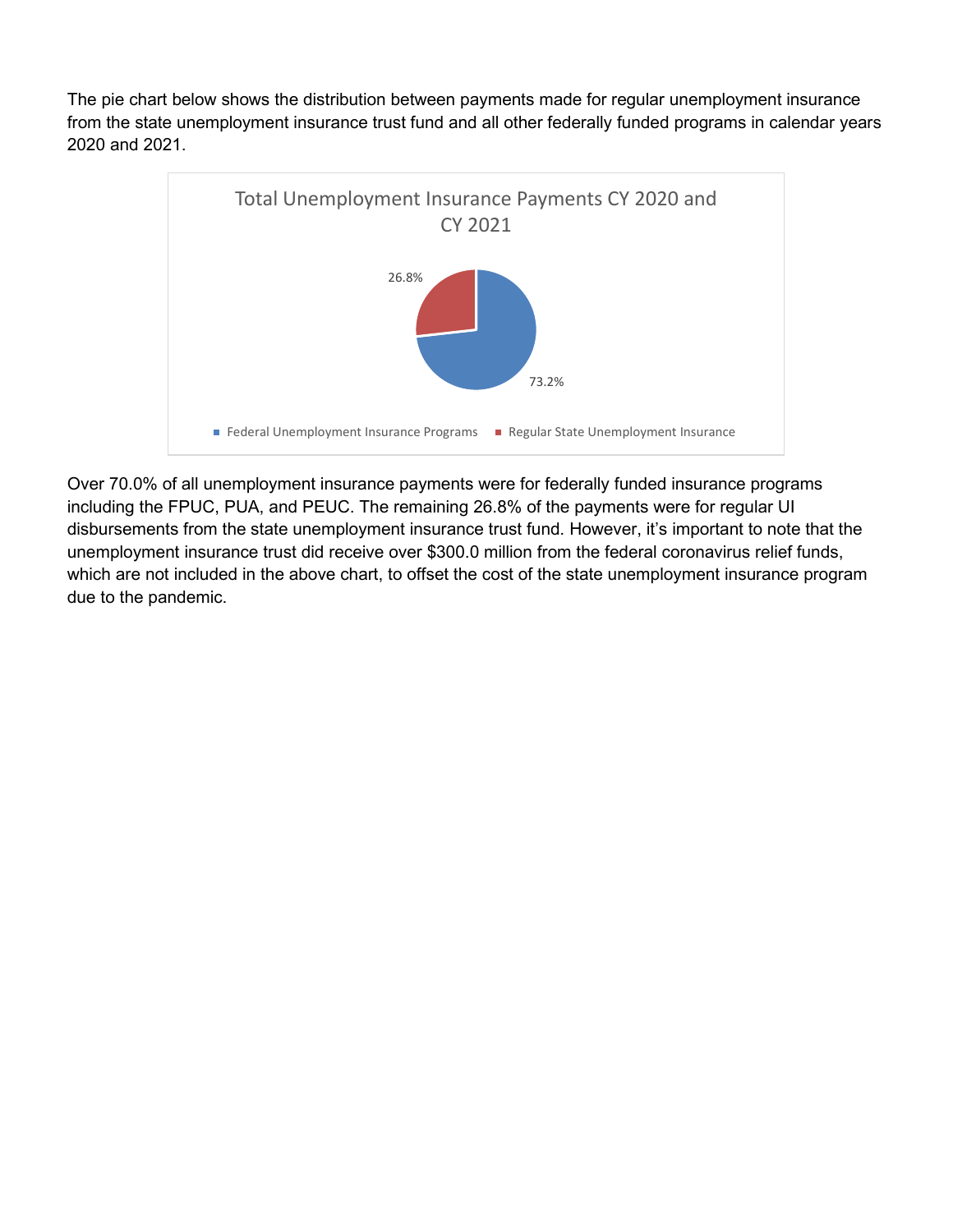The pie chart below shows the distribution between payments made for regular unemployment insurance from the state unemployment insurance trust fund and all other federally funded programs in calendar years 2020 and 2021.

Total Unemployment Insurance Payments CY 2020 and CY 2021

26.8%

73.2%

Federal Unemployment Insurance Programs

Regular State Unemployment Insurance

Over 70.0% of all unemployment insurance payments were for federally funded insurance programs including the FPUC, PUA, and PEUC. The remaining 26.8% of the payments were for regular UI disbursements from the state unemployment insurance trust fund. However, it's important to note that the unemployment insurance trust did receive over $300.0 million from the federal coronavirus relief funds, which are not included in the above chart, to offset the cost of the state unemployment insurance program due to the pandemic.